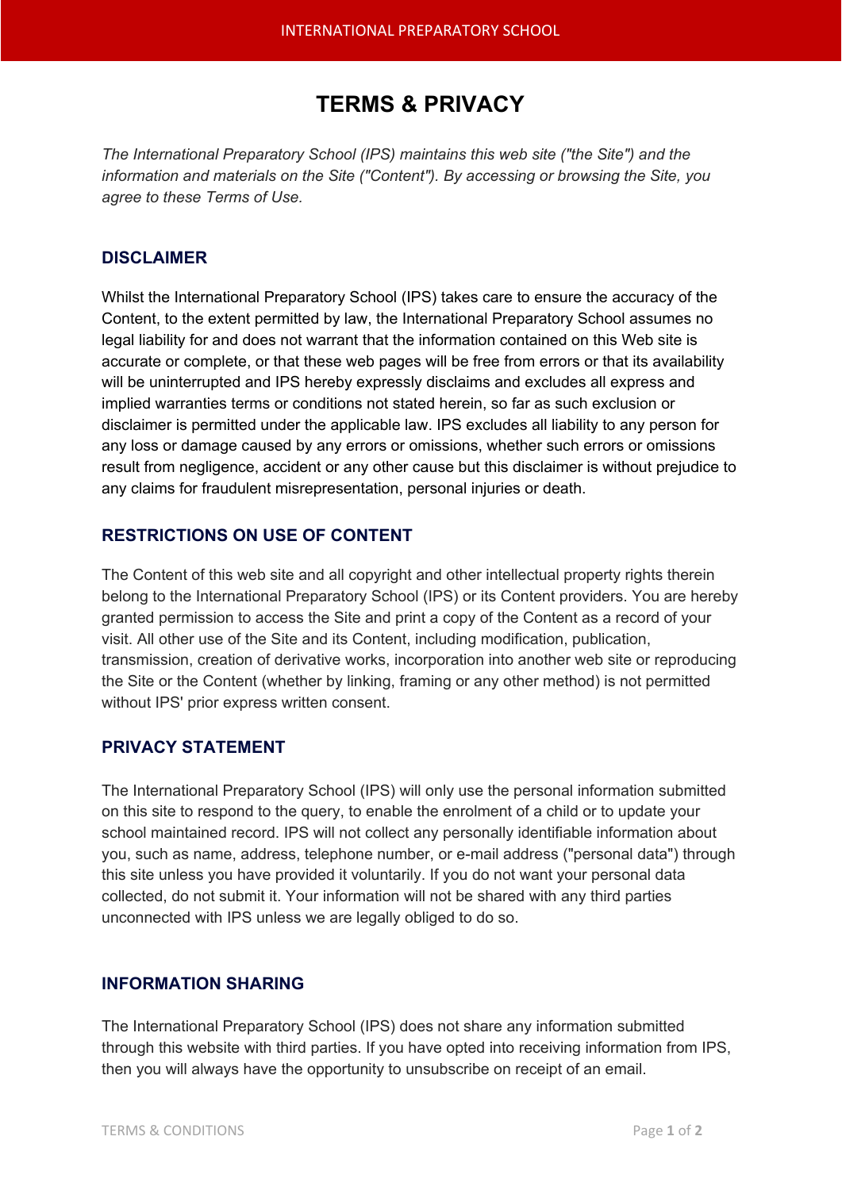# TERMS & PRIVACY

*The International Preparatory School (IPS) maintains this web site ("the Site") and the information and materials on the Site ("Content"). By accessing or browsing the Site, you agree to these Terms of Use.*

## DISCLAIMER

Whilst the International Preparatory School (IPS) takes care to ensure the accuracy of the Content, to the extent permitted by law, the International Preparatory School assumes no legal liability for and does not warrant that the information contained on this Web site is accurate or complete, or that these web pages will be free from errors or that its availability will be uninterrupted and IPS hereby expressly disclaims and excludes all express and implied warranties terms or conditions not stated herein, so far as such exclusion or disclaimer is permitted under the applicable law. IPS excludes all liability to any person for any loss or damage caused by any errors or omissions, whether such errors or omissions result from negligence, accident or any other cause but this disclaimer is without prejudice to any claims for fraudulent misrepresentation, personal injuries or death.

## RESTRICTIONS ON USE OF CONTENT

The Content of this web site and all copyright and other intellectual property rights therein belong to the International Preparatory School (IPS) or its Content providers. You are hereby granted permission to access the Site and print a copy of the Content as a record of your visit. All other use of the Site and its Content, including modification, publication, transmission, creation of derivative works, incorporation into another web site or reproducing the Site or the Content (whether by linking, framing or any other method) is not permitted without IPS' prior express written consent.

## PRIVACY STATEMENT

The International Preparatory School (IPS) will only use the personal information submitted on this site to respond to the query, to enable the enrolment of a child or to update your school maintained record. IPS will not collect any personally identifiable information about you, such as name, address, telephone number, or e-mail address ("personal data") through this site unless you have provided it voluntarily. If you do not want your personal data collected, do not submit it. Your information will not be shared with any third parties unconnected with IPS unless we are legally obliged to do so.

## INFORMATION SHARING

The International Preparatory School (IPS) does not share any information submitted through this website with third parties. If you have opted into receiving information from IPS, then you will always have the opportunity to unsubscribe on receipt of an email.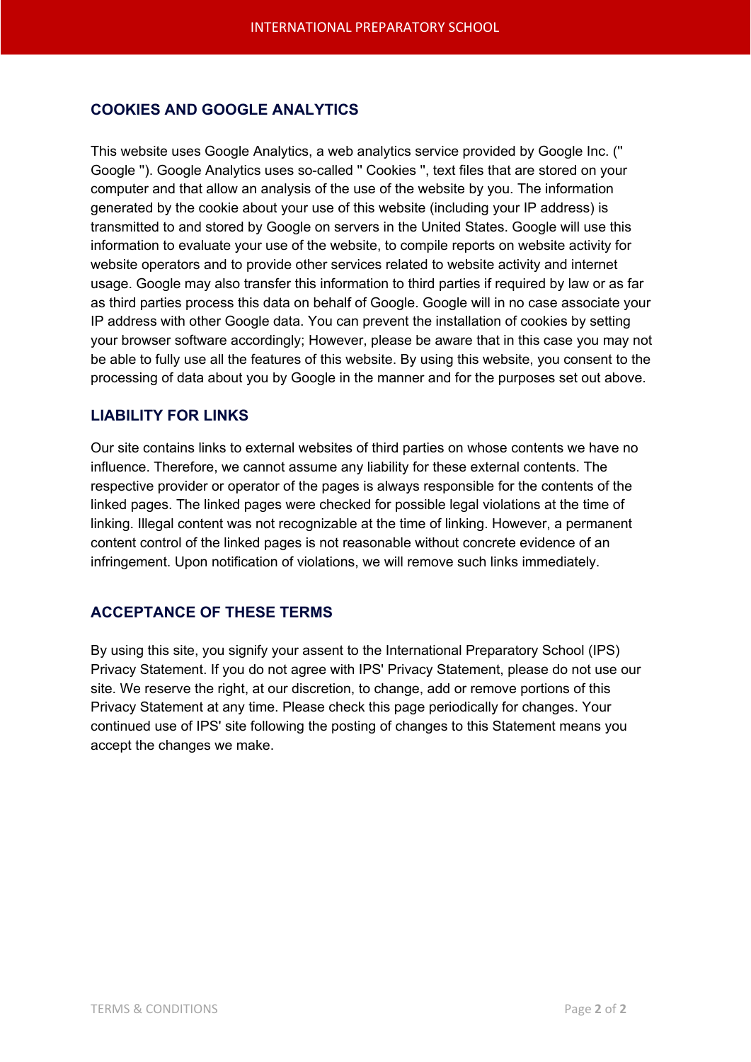## COOKIES AND GOOGLE ANALYTICS

This website uses Google Analytics, a web analytics service provided by Google Inc. (" Google "). Google Analytics uses so-called " Cookies ", text files that are stored on your computer and that allow an analysis of the use of the website by you. The information generated by the cookie about your use of this website (including your IP address) is transmitted to and stored by Google on servers in the United States. Google will use this information to evaluate your use of the website, to compile reports on website activity for website operators and to provide other services related to website activity and internet usage. Google may also transfer this information to third parties if required by law or as far as third parties process this data on behalf of Google. Google will in no case associate your IP address with other Google data. You can prevent the installation of cookies by setting your browser software accordingly; However, please be aware that in this case you may not be able to fully use all the features of this website. By using this website, you consent to the processing of data about you by Google in the manner and for the purposes set out above.

## LIABILITY FOR LINKS

Our site contains links to external websites of third parties on whose contents we have no influence. Therefore, we cannot assume any liability for these external contents. The respective provider or operator of the pages is always responsible for the contents of the linked pages. The linked pages were checked for possible legal violations at the time of linking. Illegal content was not recognizable at the time of linking. However, a permanent content control of the linked pages is not reasonable without concrete evidence of an infringement. Upon notification of violations, we will remove such links immediately.

## ACCEPTANCE OF THESE TERMS

By using this site, you signify your assent to the International Preparatory School (IPS) Privacy Statement. If you do not agree with IPS' Privacy Statement, please do not use our site. We reserve the right, at our discretion, to change, add or remove portions of this Privacy Statement at any time. Please check this page periodically for changes. Your continued use of IPS' site following the posting of changes to this Statement means you accept the changes we make.